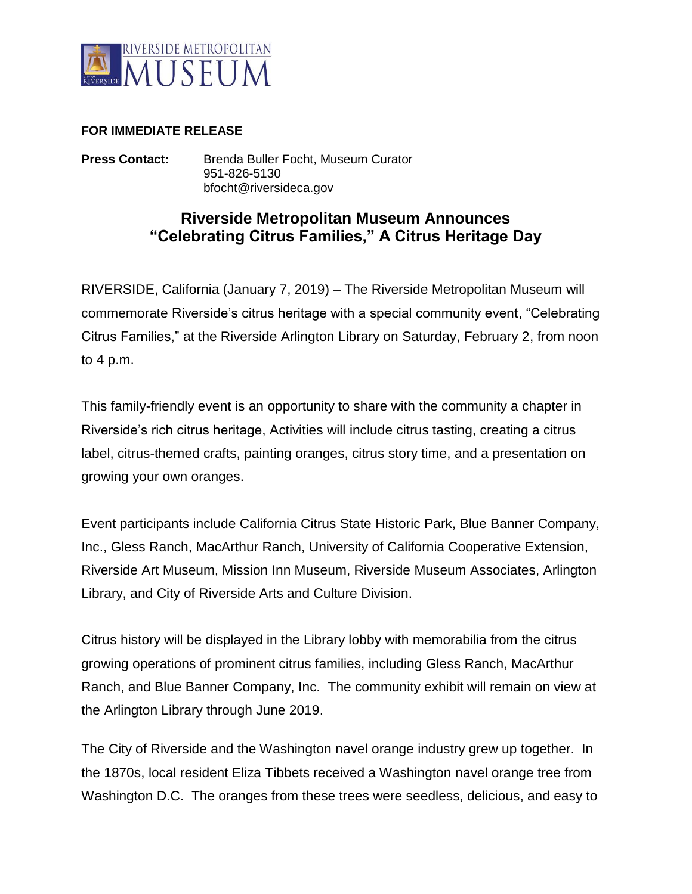RIVERSIDE METROPOLITAN MUSEUM

**FOR IMMEDIATE RELEASE**

**Press Contact:** Brenda Buller Focht, Museum Curator
951-826-5130
bfocht@riversideca.gov

# Riverside Metropolitan Museum Announces "Celebrating Citrus Families," A Citrus Heritage Day

RIVERSIDE, California (January 7, 2019) – The Riverside Metropolitan Museum will commemorate Riverside's citrus heritage with a special community event, "Celebrating Citrus Families," at the Riverside Arlington Library on Saturday, February 2, from noon to 4 p.m.

This family-friendly event is an opportunity to share with the community a chapter in Riverside's rich citrus heritage, Activities will include citrus tasting, creating a citrus label, citrus-themed crafts, painting oranges, citrus story time, and a presentation on growing your own oranges.

Event participants include California Citrus State Historic Park, Blue Banner Company, Inc., Gless Ranch, MacArthur Ranch, University of California Cooperative Extension, Riverside Art Museum, Mission Inn Museum, Riverside Museum Associates, Arlington Library, and City of Riverside Arts and Culture Division.

Citrus history will be displayed in the Library lobby with memorabilia from the citrus growing operations of prominent citrus families, including Gless Ranch, MacArthur Ranch, and Blue Banner Company, Inc. The community exhibit will remain on view at the Arlington Library through June 2019.

The City of Riverside and the Washington navel orange industry grew up together. In the 1870s, local resident Eliza Tibbets received a Washington navel orange tree from Washington D.C. The oranges from these trees were seedless, delicious, and easy to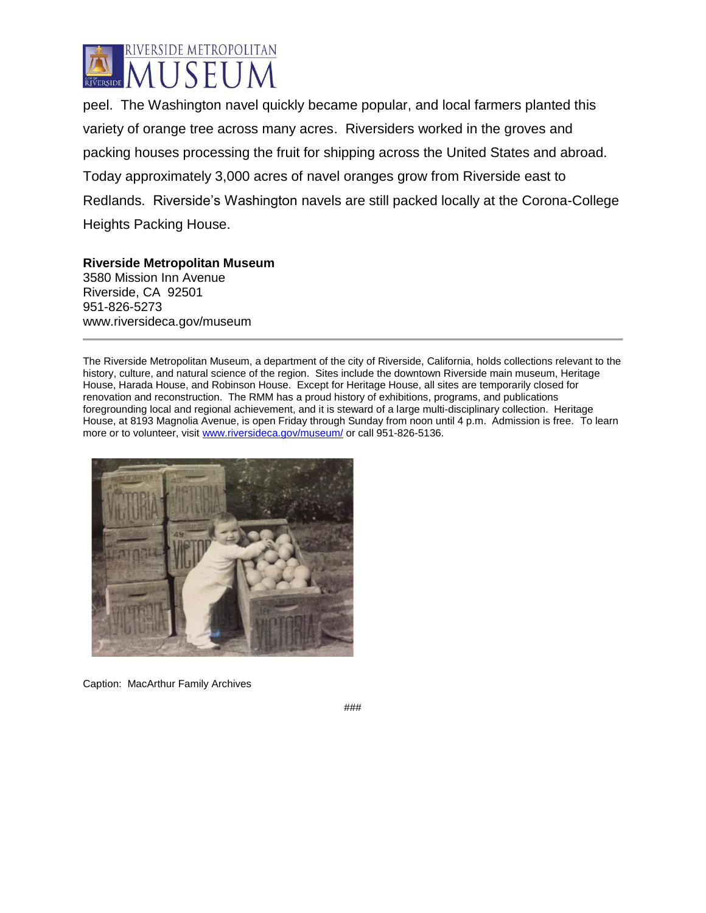peel. The Washington navel quickly became popular, and local farmers planted this variety of orange tree across many acres. Riversiders worked in the groves and packing houses processing the fruit for shipping across the United States and abroad. Today approximately 3,000 acres of navel oranges grow from Riverside east to Redlands. Riverside's Washington navels are still packed locally at the Corona-College Heights Packing House.

**Riverside Metropolitan Museum**
3580 Mission Inn Avenue
Riverside, CA 92501
951-826-5273
www.riversideca.gov/museum

---

The Riverside Metropolitan Museum, a department of the city of Riverside, California, holds collections relevant to the history, culture, and natural science of the region. Sites include the downtown Riverside main museum, Heritage House, Harada House, and Robinson House. Except for Heritage House, all sites are temporarily closed for renovation and reconstruction. The RMM has a proud history of exhibitions, programs, and publications foregrounding local and regional achievement, and it is steward of a large multi-disciplinary collection. Heritage House, at 8193 Magnolia Avenue, is open Friday through Sunday from noon until 4 p.m. Admission is free. To learn more or to volunteer, visit www.riversideca.gov/museum/ or call 951-826-5136.

Caption: MacArthur Family Archives

###